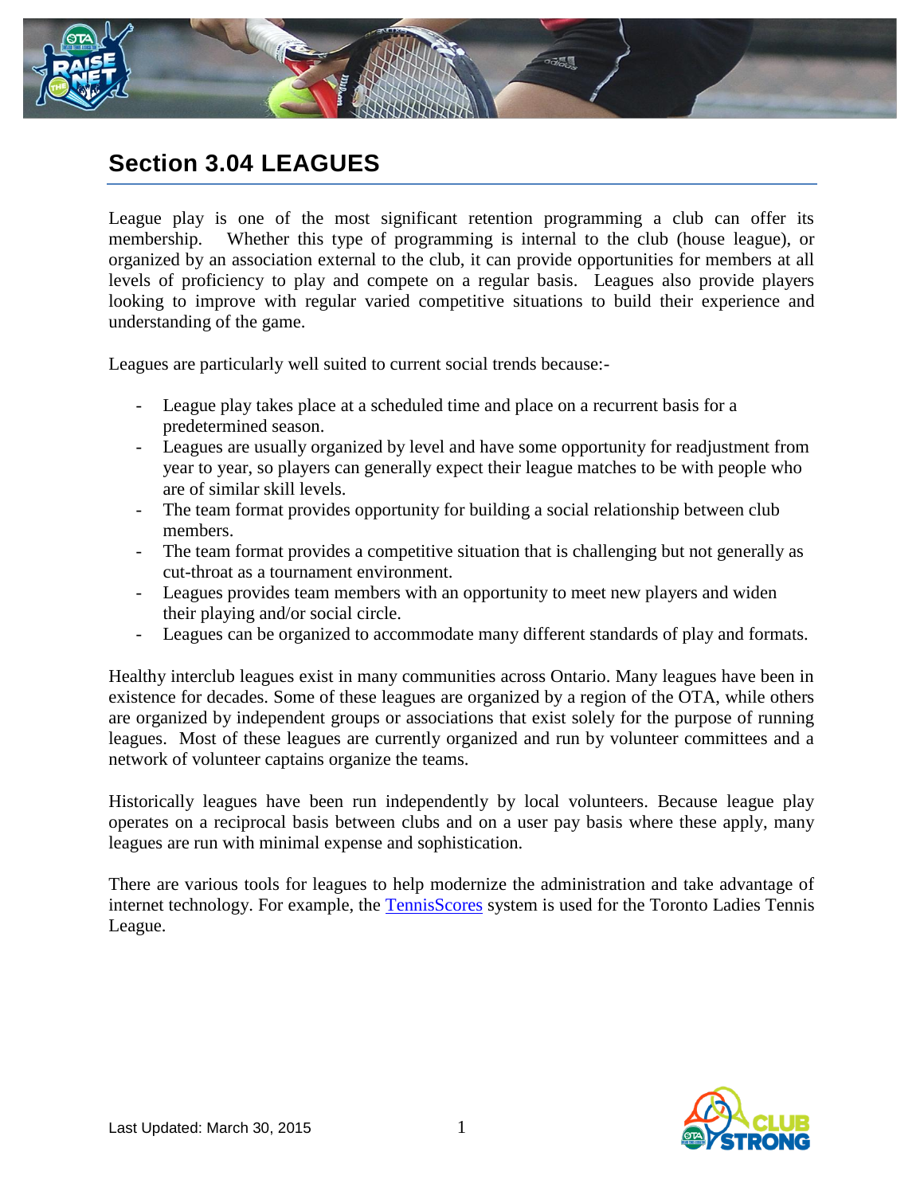## Section 3.04 LEAGUES

League play is one of the most significant retention programming a club can offer its membership. Whether this type of programming is internal to the club (house league), or organized by an association external to the club, it can provide opportunities for members at all levels of proficiency to play and compete on a regular basis. Leagues also provide players looking to improve with regular varied competitive situations to build their experience and understanding of the game.

Leagues are particularly well suited to current social trends because:-

- League play takes place at a scheduled time and place on a recurrent basis for a predetermined season.
- Leagues are usually organized by level and have some opportunity for readjustment from year to year, so players can generally expect their league matches to be with people who are of similar skill levels.
- The team format provides opportunity for building a social relationship between club members.
- The team format provides a competitive situation that is challenging but not generally as cut-throat as a tournament environment.
- Leagues provides team members with an opportunity to meet new players and widen their playing and/or social circle.
- Leagues can be organized to accommodate many different standards of play and formats.

Healthy interclub leagues exist in many communities across Ontario. Many leagues have been in existence for decades. Some of these leagues are organized by a region of the OTA, while others are organized by independent groups or associations that exist solely for the purpose of running leagues. Most of these leagues are currently organized and run by volunteer committees and a network of volunteer captains organize the teams.

Historically leagues have been run independently by local volunteers. Because league play operates on a reciprocal basis between clubs and on a user pay basis where these apply, many leagues are run with minimal expense and sophistication.

There are various tools for leagues to help modernize the administration and take advantage of internet technology. For example, the TennisScores system is used for the Toronto Ladies Tennis League.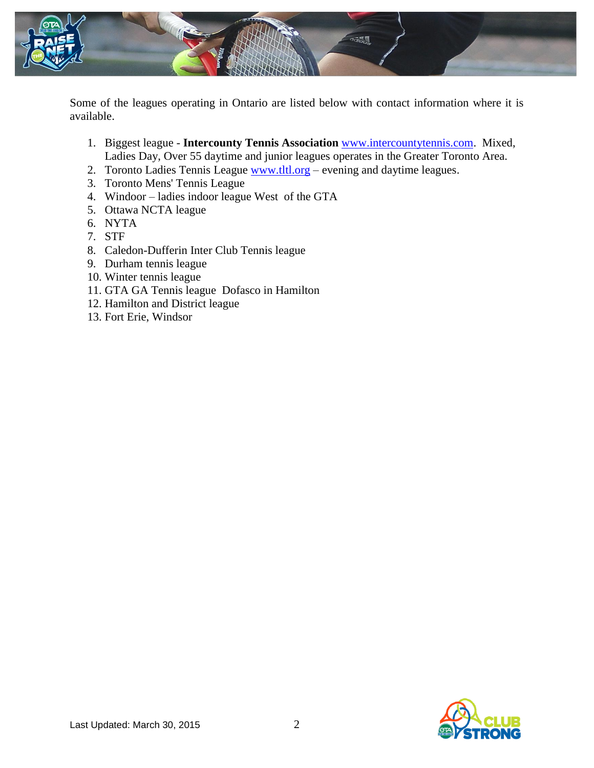Some of the leagues operating in Ontario are listed below with contact information where it is available.

1. Biggest league - **Intercounty Tennis Association** www.intercountytennis.com. Mixed, Ladies Day, Over 55 daytime and junior leagues operates in the Greater Toronto Area.
2. Toronto Ladies Tennis League www.tltl.org – evening and daytime leagues.
3. Toronto Mens' Tennis League
4. Windoor – ladies indoor league West of the GTA
5. Ottawa NCTA league
6. NYTA
7. STF
8. Caledon-Dufferin Inter Club Tennis league
9. Durham tennis league
10. Winter tennis league
11. GTA GA Tennis league Dofasco in Hamilton
12. Hamilton and District league
13. Fort Erie, Windsor

Last Updated: March 30, 2015